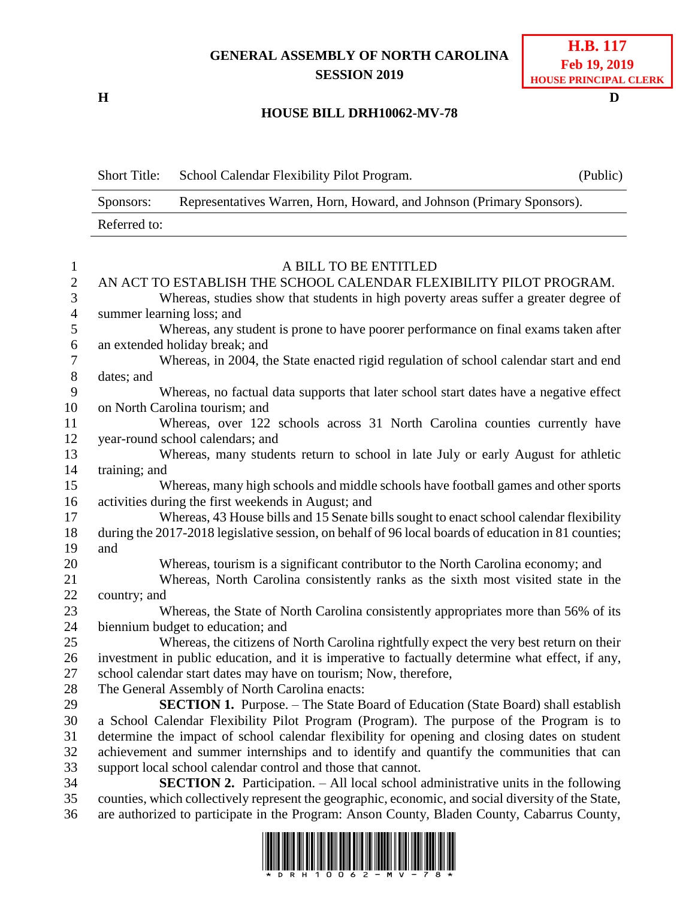# GENERAL ASSEMBLY OF NORTH CAROLINA
## SESSION 2019

**H.B. 117**
**Feb 19, 2019**
**HOUSE PRINCIPAL CLERK**

**H** **D**

## HOUSE BILL DRH10062-MV-78

| | | |
|---|---|---|
| Short Title: | School Calendar Flexibility Pilot Program. | (Public) |
| Sponsors: | Representatives Warren, Horn, Howard, and Johnson (Primary Sponsors). | |
| Referred to: | | |

A BILL TO BE ENTITLED

AN ACT TO ESTABLISH THE SCHOOL CALENDAR FLEXIBILITY PILOT PROGRAM.

Whereas, studies show that students in high poverty areas suffer a greater degree of summer learning loss; and

Whereas, any student is prone to have poorer performance on final exams taken after an extended holiday break; and

Whereas, in 2004, the State enacted rigid regulation of school calendar start and end dates; and

Whereas, no factual data supports that later school start dates have a negative effect on North Carolina tourism; and

Whereas, over 122 schools across 31 North Carolina counties currently have year-round school calendars; and

Whereas, many students return to school in late July or early August for athletic training; and

Whereas, many high schools and middle schools have football games and other sports activities during the first weekends in August; and

Whereas, 43 House bills and 15 Senate bills sought to enact school calendar flexibility during the 2017-2018 legislative session, on behalf of 96 local boards of education in 81 counties; and

Whereas, tourism is a significant contributor to the North Carolina economy; and

Whereas, North Carolina consistently ranks as the sixth most visited state in the country; and

Whereas, the State of North Carolina consistently appropriates more than 56% of its biennium budget to education; and

Whereas, the citizens of North Carolina rightfully expect the very best return on their investment in public education, and it is imperative to factually determine what effect, if any, school calendar start dates may have on tourism; Now, therefore,

The General Assembly of North Carolina enacts:

**SECTION 1.** Purpose. – The State Board of Education (State Board) shall establish a School Calendar Flexibility Pilot Program (Program). The purpose of the Program is to determine the impact of school calendar flexibility for opening and closing dates on student achievement and summer internships and to identify and quantify the communities that can support local school calendar control and those that cannot.

**SECTION 2.** Participation. – All local school administrative units in the following counties, which collectively represent the geographic, economic, and social diversity of the State, are authorized to participate in the Program: Anson County, Bladen County, Cabarrus County,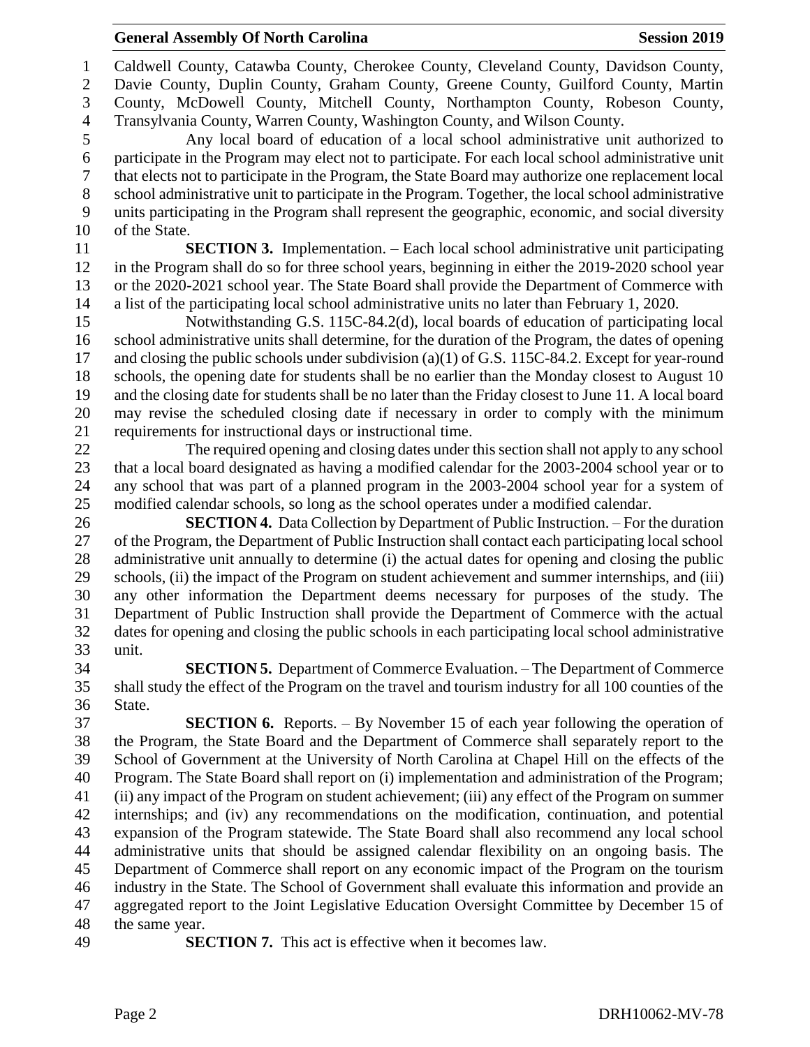Caldwell County, Catawba County, Cherokee County, Cleveland County, Davidson County, Davie County, Duplin County, Graham County, Greene County, Guilford County, Martin County, McDowell County, Mitchell County, Northampton County, Robeson County, Transylvania County, Warren County, Washington County, and Wilson County.

Any local board of education of a local school administrative unit authorized to participate in the Program may elect not to participate. For each local school administrative unit that elects not to participate in the Program, the State Board may authorize one replacement local school administrative unit to participate in the Program. Together, the local school administrative units participating in the Program shall represent the geographic, economic, and social diversity of the State.

**SECTION 3.** Implementation. – Each local school administrative unit participating in the Program shall do so for three school years, beginning in either the 2019-2020 school year or the 2020-2021 school year. The State Board shall provide the Department of Commerce with a list of the participating local school administrative units no later than February 1, 2020.

Notwithstanding G.S. 115C-84.2(d), local boards of education of participating local school administrative units shall determine, for the duration of the Program, the dates of opening and closing the public schools under subdivision (a)(1) of G.S. 115C-84.2. Except for year-round schools, the opening date for students shall be no earlier than the Monday closest to August 10 and the closing date for students shall be no later than the Friday closest to June 11. A local board may revise the scheduled closing date if necessary in order to comply with the minimum requirements for instructional days or instructional time.

The required opening and closing dates under this section shall not apply to any school that a local board designated as having a modified calendar for the 2003-2004 school year or to any school that was part of a planned program in the 2003-2004 school year for a system of modified calendar schools, so long as the school operates under a modified calendar.

**SECTION 4.** Data Collection by Department of Public Instruction. – For the duration of the Program, the Department of Public Instruction shall contact each participating local school administrative unit annually to determine (i) the actual dates for opening and closing the public schools, (ii) the impact of the Program on student achievement and summer internships, and (iii) any other information the Department deems necessary for purposes of the study. The Department of Public Instruction shall provide the Department of Commerce with the actual dates for opening and closing the public schools in each participating local school administrative unit.

**SECTION 5.** Department of Commerce Evaluation. – The Department of Commerce shall study the effect of the Program on the travel and tourism industry for all 100 counties of the State.

**SECTION 6.** Reports. – By November 15 of each year following the operation of the Program, the State Board and the Department of Commerce shall separately report to the School of Government at the University of North Carolina at Chapel Hill on the effects of the Program. The State Board shall report on (i) implementation and administration of the Program; (ii) any impact of the Program on student achievement; (iii) any effect of the Program on summer internships; and (iv) any recommendations on the modification, continuation, and potential expansion of the Program statewide. The State Board shall also recommend any local school administrative units that should be assigned calendar flexibility on an ongoing basis. The Department of Commerce shall report on any economic impact of the Program on the tourism industry in the State. The School of Government shall evaluate this information and provide an aggregated report to the Joint Legislative Education Oversight Committee by December 15 of the same year.

**SECTION 7.** This act is effective when it becomes law.